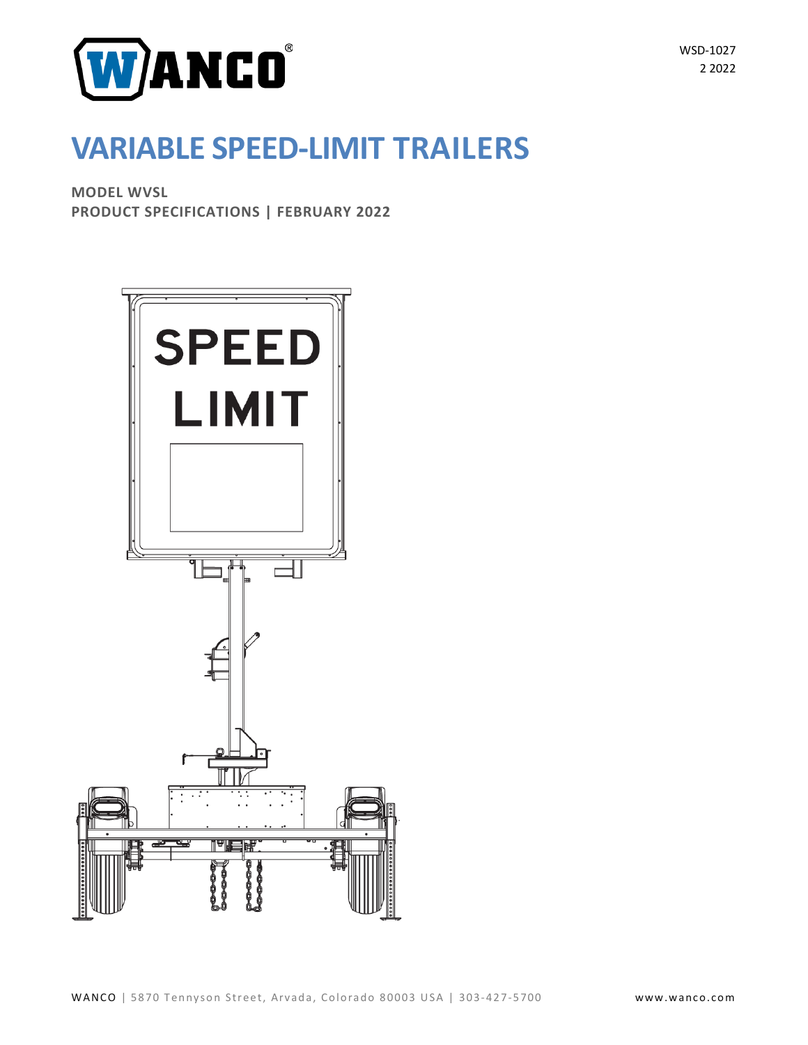WSD-1027
2 2022

# VARIABLE SPEED-LIMIT TRAILERS

**MODEL WVSL**
**PRODUCT SPECIFICATIONS | FEBRUARY 2022**

WANCO | 5870 Tennyson Street, Arvada, Colorado 80003 USA | 303-427-5700 www.wanco.com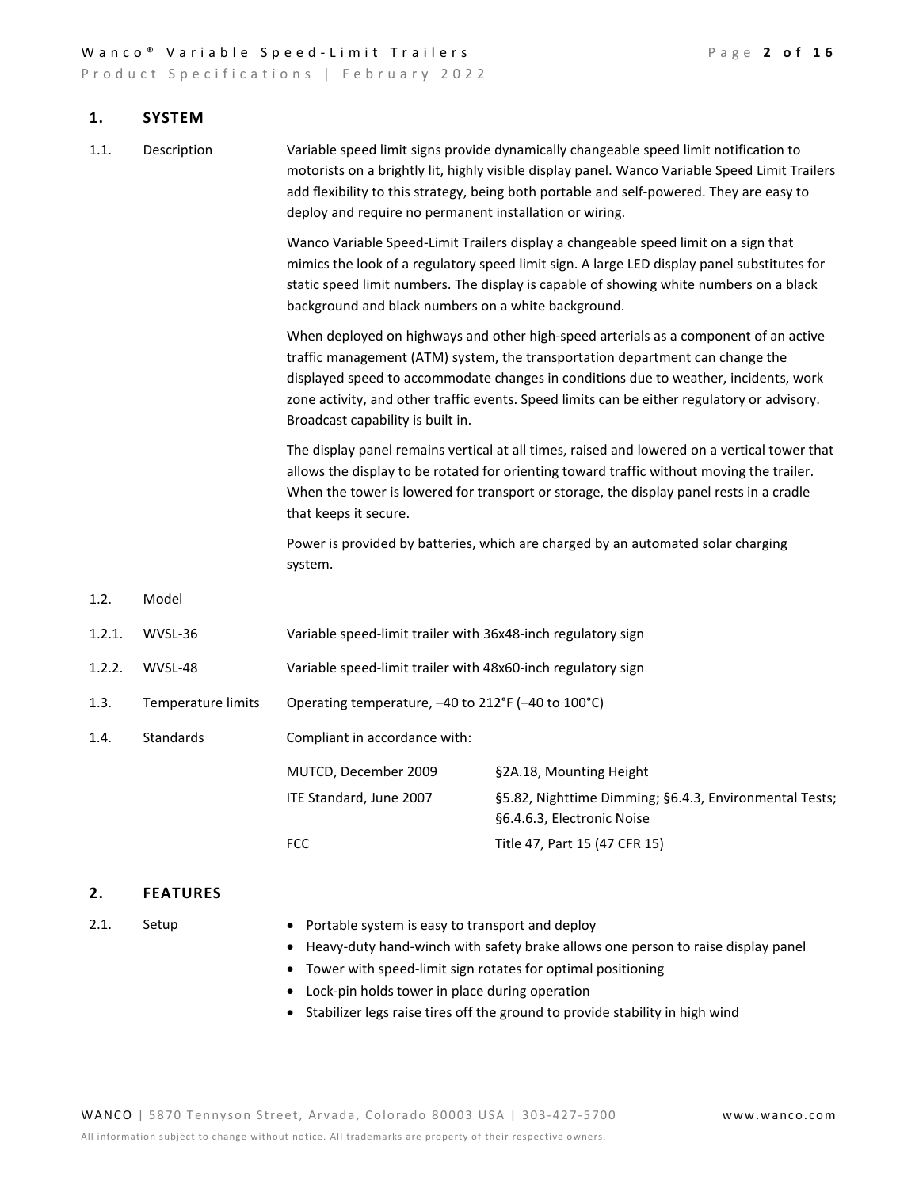## 1. SYSTEM

**1.1. Description**

Variable speed limit signs provide dynamically changeable speed limit notification to motorists on a brightly lit, highly visible display panel. Wanco Variable Speed Limit Trailers add flexibility to this strategy, being both portable and self-powered. They are easy to deploy and require no permanent installation or wiring.

Wanco Variable Speed-Limit Trailers display a changeable speed limit on a sign that mimics the look of a regulatory speed limit sign. A large LED display panel substitutes for static speed limit numbers. The display is capable of showing white numbers on a black background and black numbers on a white background.

When deployed on highways and other high-speed arterials as a component of an active traffic management (ATM) system, the transportation department can change the displayed speed to accommodate changes in conditions due to weather, incidents, work zone activity, and other traffic events. Speed limits can be either regulatory or advisory. Broadcast capability is built in.

The display panel remains vertical at all times, raised and lowered on a vertical tower that allows the display to be rotated for orienting toward traffic without moving the trailer. When the tower is lowered for transport or storage, the display panel rests in a cradle that keeps it secure.

Power is provided by batteries, which are charged by an automated solar charging system.

**1.2. Model**

**1.2.1. WVSL-36** — Variable speed-limit trailer with 36x48-inch regulatory sign

**1.2.2. WVSL-48** — Variable speed-limit trailer with 48x60-inch regulatory sign

**1.3. Temperature limits** — Operating temperature, –40 to 212°F (–40 to 100°C)

**1.4. Standards** — Compliant in accordance with:

| Standard | Section |
| --- | --- |
| MUTCD, December 2009 | §2A.18, Mounting Height |
| ITE Standard, June 2007 | §5.82, Nighttime Dimming; §6.4.3, Environmental Tests; §6.4.6.3, Electronic Noise |
| FCC | Title 47, Part 15 (47 CFR 15) |

## 2. FEATURES

**2.1. Setup**

- Portable system is easy to transport and deploy
- Heavy-duty hand-winch with safety brake allows one person to raise display panel
- Tower with speed-limit sign rotates for optimal positioning
- Lock-pin holds tower in place during operation
- Stabilizer legs raise tires off the ground to provide stability in high wind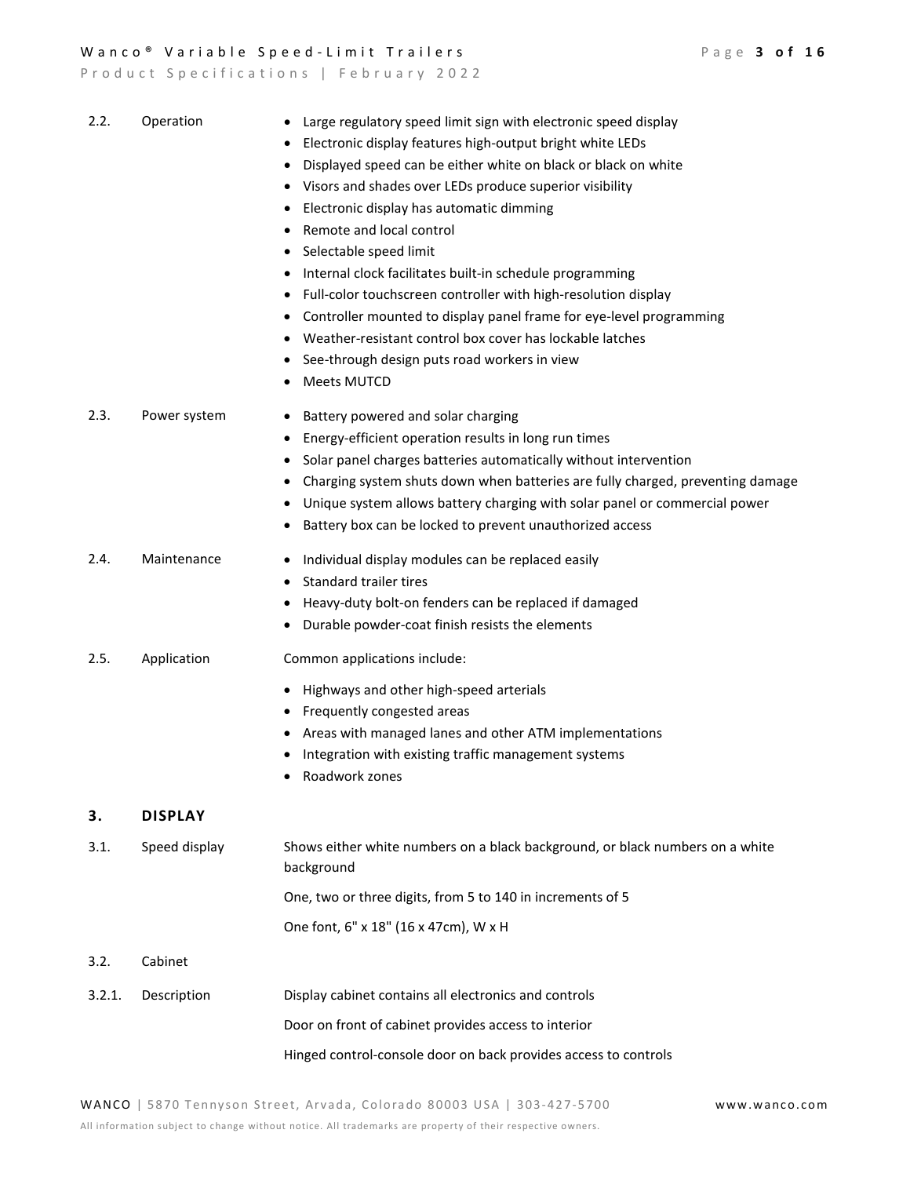**2.2. Operation**

- Large regulatory speed limit sign with electronic speed display
- Electronic display features high-output bright white LEDs
- Displayed speed can be either white on black or black on white
- Visors and shades over LEDs produce superior visibility
- Electronic display has automatic dimming
- Remote and local control
- Selectable speed limit
- Internal clock facilitates built-in schedule programming
- Full-color touchscreen controller with high-resolution display
- Controller mounted to display panel frame for eye-level programming
- Weather-resistant control box cover has lockable latches
- See-through design puts road workers in view
- Meets MUTCD

**2.3. Power system**

- Battery powered and solar charging
- Energy-efficient operation results in long run times
- Solar panel charges batteries automatically without intervention
- Charging system shuts down when batteries are fully charged, preventing damage
- Unique system allows battery charging with solar panel or commercial power
- Battery box can be locked to prevent unauthorized access

**2.4. Maintenance**

- Individual display modules can be replaced easily
- Standard trailer tires
- Heavy-duty bolt-on fenders can be replaced if damaged
- Durable powder-coat finish resists the elements

**2.5. Application**

Common applications include:

- Highways and other high-speed arterials
- Frequently congested areas
- Areas with managed lanes and other ATM implementations
- Integration with existing traffic management systems
- Roadwork zones

## 3. DISPLAY

**3.1. Speed display**

Shows either white numbers on a black background, or black numbers on a white background

One, two or three digits, from 5 to 140 in increments of 5

One font, 6" x 18" (16 x 47cm), W x H

**3.2. Cabinet**

**3.2.1. Description**

Display cabinet contains all electronics and controls

Door on front of cabinet provides access to interior

Hinged control-console door on back provides access to controls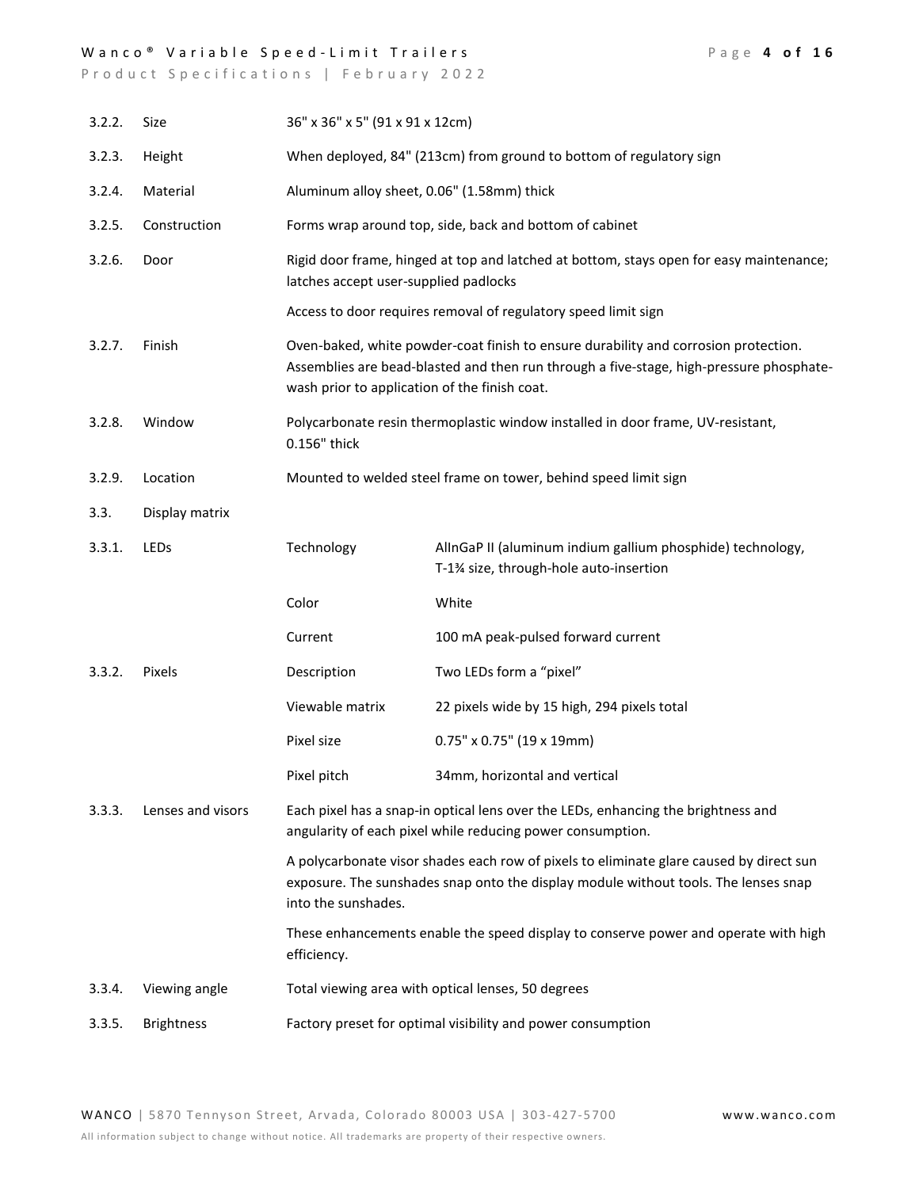| | | | |
|---|---|---|---|
| 3.2.2. | Size | 36" x 36" x 5" (91 x 91 x 12cm) | |
| 3.2.3. | Height | When deployed, 84" (213cm) from ground to bottom of regulatory sign | |
| 3.2.4. | Material | Aluminum alloy sheet, 0.06" (1.58mm) thick | |
| 3.2.5. | Construction | Forms wrap around top, side, back and bottom of cabinet | |
| 3.2.6. | Door | Rigid door frame, hinged at top and latched at bottom, stays open for easy maintenance; latches accept user-supplied padlocks<br><br>Access to door requires removal of regulatory speed limit sign | |
| 3.2.7. | Finish | Oven-baked, white powder-coat finish to ensure durability and corrosion protection. Assemblies are bead-blasted and then run through a five-stage, high-pressure phosphate-wash prior to application of the finish coat. | |
| 3.2.8. | Window | Polycarbonate resin thermoplastic window installed in door frame, UV-resistant, 0.156" thick | |
| 3.2.9. | Location | Mounted to welded steel frame on tower, behind speed limit sign | |
| 3.3. | Display matrix | | |
| 3.3.1. | LEDs | Technology | AlInGaP II (aluminum indium gallium phosphide) technology, T-1¾ size, through-hole auto-insertion |
| | | Color | White |
| | | Current | 100 mA peak-pulsed forward current |
| 3.3.2. | Pixels | Description | Two LEDs form a "pixel" |
| | | Viewable matrix | 22 pixels wide by 15 high, 294 pixels total |
| | | Pixel size | 0.75" x 0.75" (19 x 19mm) |
| | | Pixel pitch | 34mm, horizontal and vertical |
| 3.3.3. | Lenses and visors | Each pixel has a snap-in optical lens over the LEDs, enhancing the brightness and angularity of each pixel while reducing power consumption.<br><br>A polycarbonate visor shades each row of pixels to eliminate glare caused by direct sun exposure. The sunshades snap onto the display module without tools. The lenses snap into the sunshades.<br><br>These enhancements enable the speed display to conserve power and operate with high efficiency. | |
| 3.3.4. | Viewing angle | Total viewing area with optical lenses, 50 degrees | |
| 3.3.5. | Brightness | Factory preset for optimal visibility and power consumption | |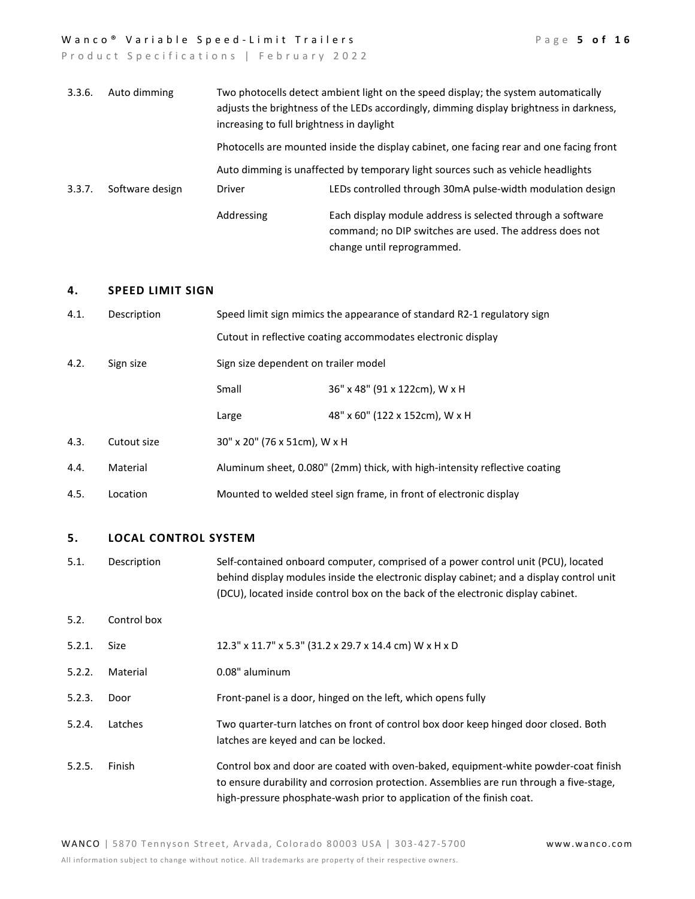| | | | |
|---|---|---|---|
| 3.3.6. | Auto dimming | Two photocells detect ambient light on the speed display; the system automatically adjusts the brightness of the LEDs accordingly, dimming display brightness in darkness, increasing to full brightness in daylight | |
| | | Photocells are mounted inside the display cabinet, one facing rear and one facing front | |
| | | Auto dimming is unaffected by temporary light sources such as vehicle headlights | |
| 3.3.7. | Software design | Driver | LEDs controlled through 30mA pulse-width modulation design |
| | | Addressing | Each display module address is selected through a software command; no DIP switches are used. The address does not change until reprogrammed. |

## 4. SPEED LIMIT SIGN

| | | | |
|---|---|---|---|
| 4.1. | Description | Speed limit sign mimics the appearance of standard R2-1 regulatory sign | |
| | | Cutout in reflective coating accommodates electronic display | |
| 4.2. | Sign size | Sign size dependent on trailer model | |
| | | Small | 36" x 48" (91 x 122cm), W x H |
| | | Large | 48" x 60" (122 x 152cm), W x H |
| 4.3. | Cutout size | 30" x 20" (76 x 51cm), W x H | |
| 4.4. | Material | Aluminum sheet, 0.080" (2mm) thick, with high-intensity reflective coating | |
| 4.5. | Location | Mounted to welded steel sign frame, in front of electronic display | |

## 5. LOCAL CONTROL SYSTEM

| | | |
|---|---|---|
| 5.1. | Description | Self-contained onboard computer, comprised of a power control unit (PCU), located behind display modules inside the electronic display cabinet; and a display control unit (DCU), located inside control box on the back of the electronic display cabinet. |
| 5.2. | Control box | |
| 5.2.1. | Size | 12.3" x 11.7" x 5.3" (31.2 x 29.7 x 14.4 cm) W x H x D |
| 5.2.2. | Material | 0.08" aluminum |
| 5.2.3. | Door | Front-panel is a door, hinged on the left, which opens fully |
| 5.2.4. | Latches | Two quarter-turn latches on front of control box door keep hinged door closed. Both latches are keyed and can be locked. |
| 5.2.5. | Finish | Control box and door are coated with oven-baked, equipment-white powder-coat finish to ensure durability and corrosion protection. Assemblies are run through a five-stage, high-pressure phosphate-wash prior to application of the finish coat. |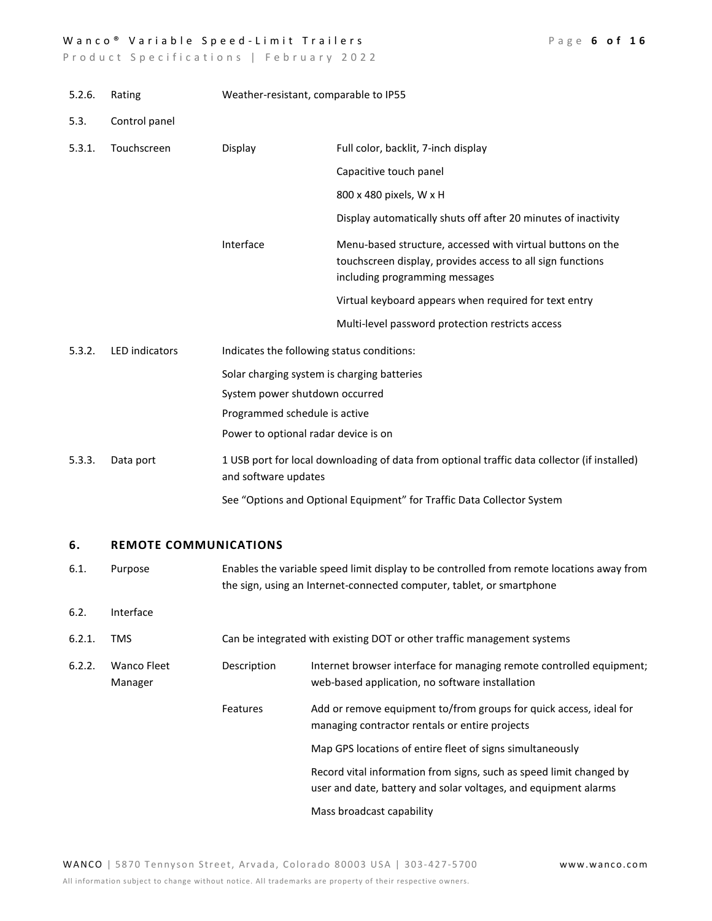| | | | |
|---|---|---|---|
| 5.2.6. | Rating | Weather-resistant, comparable to IP55 | |
| 5.3. | Control panel | | |
| 5.3.1. | Touchscreen | Display | Full color, backlit, 7-inch display |
| | | | Capacitive touch panel |
| | | | 800 x 480 pixels, W x H |
| | | | Display automatically shuts off after 20 minutes of inactivity |
| | | Interface | Menu-based structure, accessed with virtual buttons on the touchscreen display, provides access to all sign functions including programming messages |
| | | | Virtual keyboard appears when required for text entry |
| | | | Multi-level password protection restricts access |
| 5.3.2. | LED indicators | Indicates the following status conditions: | |
| | | Solar charging system is charging batteries | |
| | | System power shutdown occurred | |
| | | Programmed schedule is active | |
| | | Power to optional radar device is on | |
| 5.3.3. | Data port | 1 USB port for local downloading of data from optional traffic data collector (if installed) and software updates | |
| | | See "Options and Optional Equipment" for Traffic Data Collector System | |

## 6. REMOTE COMMUNICATIONS

| | | | |
|---|---|---|---|
| 6.1. | Purpose | Enables the variable speed limit display to be controlled from remote locations away from the sign, using an Internet-connected computer, tablet, or smartphone | |
| 6.2. | Interface | | |
| 6.2.1. | TMS | Can be integrated with existing DOT or other traffic management systems | |
| 6.2.2. | Wanco Fleet Manager | Description | Internet browser interface for managing remote controlled equipment; web-based application, no software installation |
| | | Features | Add or remove equipment to/from groups for quick access, ideal for managing contractor rentals or entire projects |
| | | | Map GPS locations of entire fleet of signs simultaneously |
| | | | Record vital information from signs, such as speed limit changed by user and date, battery and solar voltages, and equipment alarms |
| | | | Mass broadcast capability |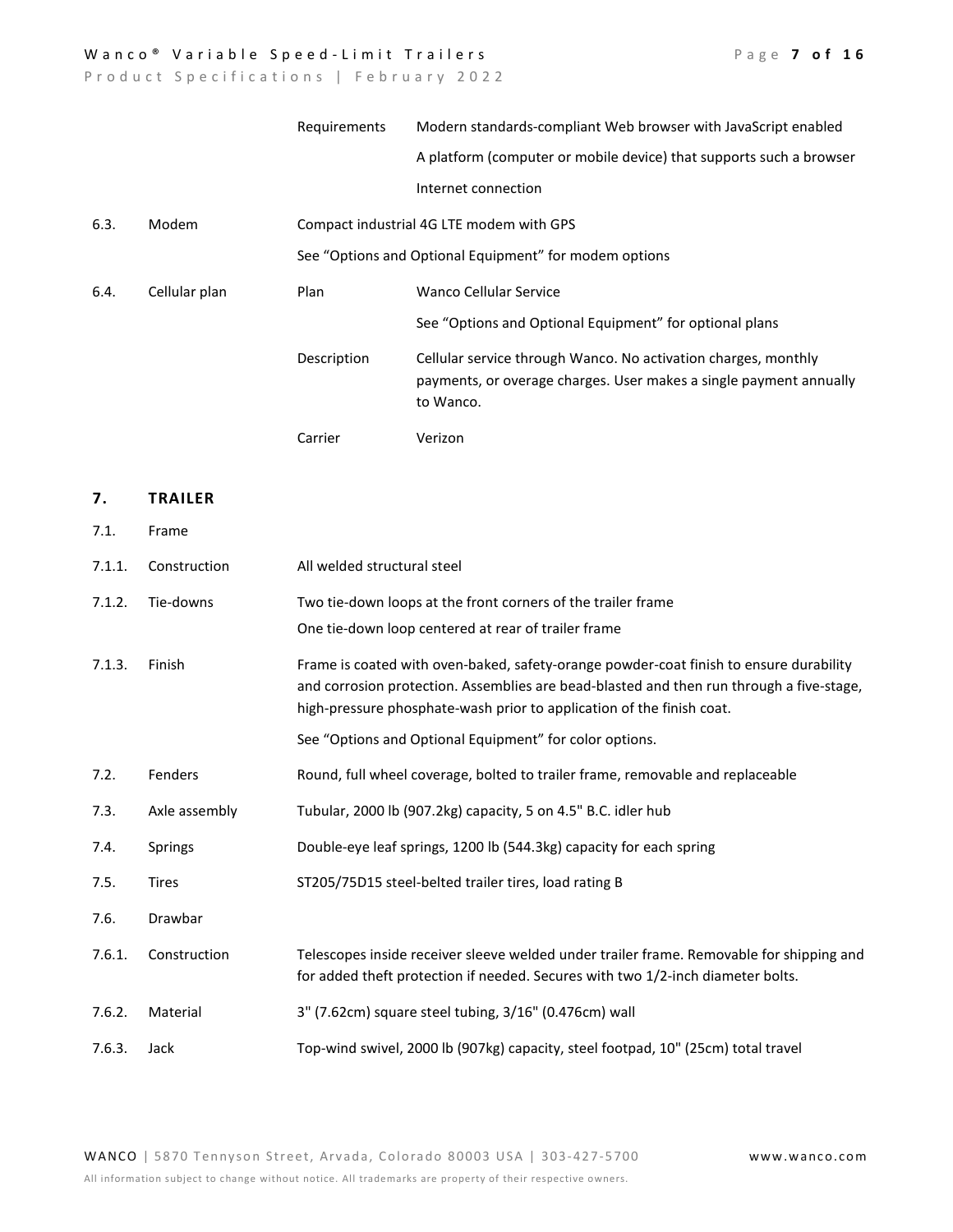| | | | |
|---|---|---|---|
| | | Requirements | Modern standards-compliant Web browser with JavaScript enabled |
| | | | A platform (computer or mobile device) that supports such a browser |
| | | | Internet connection |
| 6.3. | Modem | Compact industrial 4G LTE modem with GPS | |
| | | See "Options and Optional Equipment" for modem options | |
| 6.4. | Cellular plan | Plan | Wanco Cellular Service |
| | | | See "Options and Optional Equipment" for optional plans |
| | | Description | Cellular service through Wanco. No activation charges, monthly payments, or overage charges. User makes a single payment annually to Wanco. |
| | | Carrier | Verizon |

## 7. TRAILER

| | | |
|---|---|---|
| 7.1. | Frame | |
| 7.1.1. | Construction | All welded structural steel |
| 7.1.2. | Tie-downs | Two tie-down loops at the front corners of the trailer frame<br>One tie-down loop centered at rear of trailer frame |
| 7.1.3. | Finish | Frame is coated with oven-baked, safety-orange powder-coat finish to ensure durability and corrosion protection. Assemblies are bead-blasted and then run through a five-stage, high-pressure phosphate-wash prior to application of the finish coat.<br>See "Options and Optional Equipment" for color options. |
| 7.2. | Fenders | Round, full wheel coverage, bolted to trailer frame, removable and replaceable |
| 7.3. | Axle assembly | Tubular, 2000 lb (907.2kg) capacity, 5 on 4.5" B.C. idler hub |
| 7.4. | Springs | Double-eye leaf springs, 1200 lb (544.3kg) capacity for each spring |
| 7.5. | Tires | ST205/75D15 steel-belted trailer tires, load rating B |
| 7.6. | Drawbar | |
| 7.6.1. | Construction | Telescopes inside receiver sleeve welded under trailer frame. Removable for shipping and for added theft protection if needed. Secures with two 1/2-inch diameter bolts. |
| 7.6.2. | Material | 3" (7.62cm) square steel tubing, 3/16" (0.476cm) wall |
| 7.6.3. | Jack | Top-wind swivel, 2000 lb (907kg) capacity, steel footpad, 10" (25cm) total travel |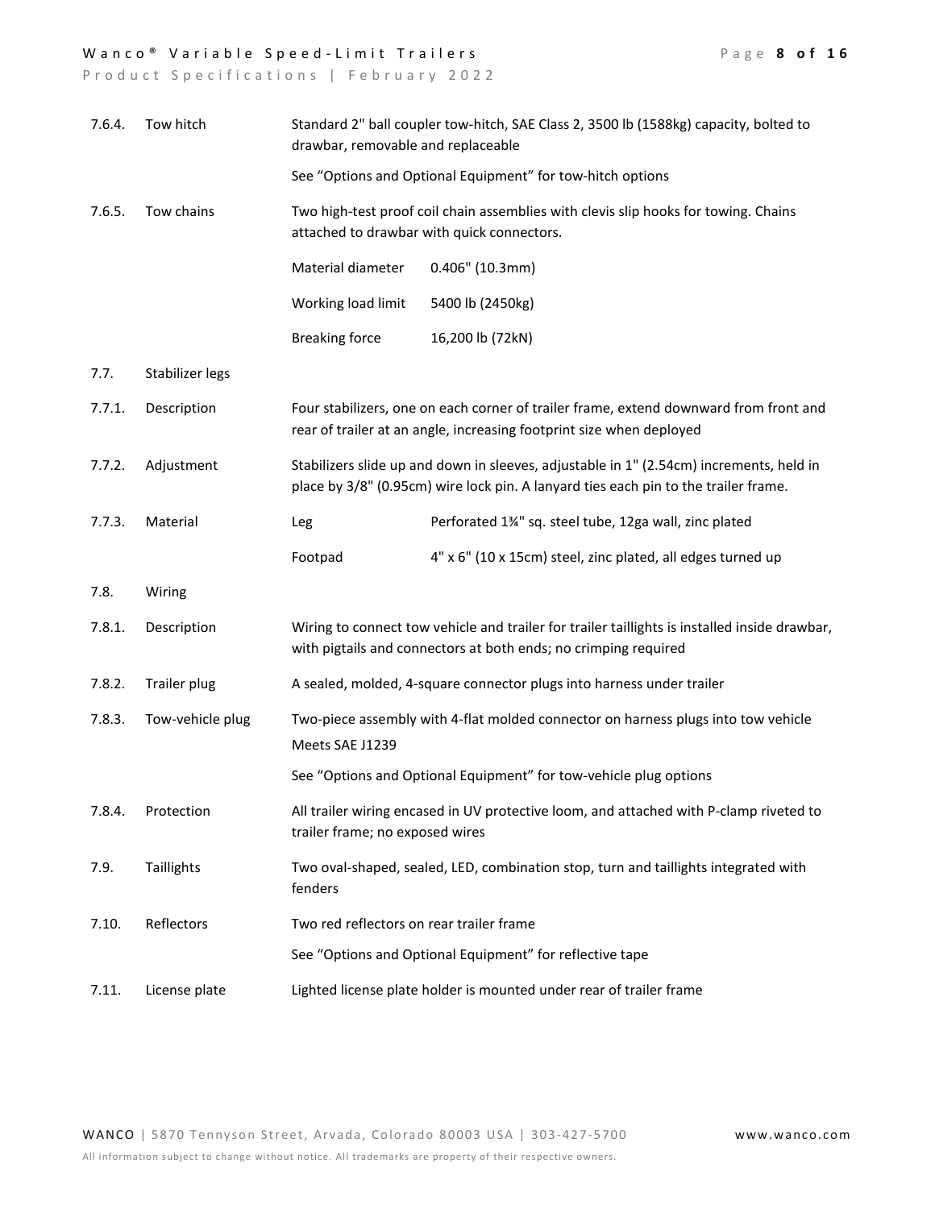| | | | |
|---|---|---|---|
| 7.6.4. | Tow hitch | Standard 2" ball coupler tow-hitch, SAE Class 2, 3500 lb (1588kg) capacity, bolted to drawbar, removable and replaceable | |
| | | See "Options and Optional Equipment" for tow-hitch options | |
| 7.6.5. | Tow chains | Two high-test proof coil chain assemblies with clevis slip hooks for towing. Chains attached to drawbar with quick connectors. | |
| | | Material diameter | 0.406" (10.3mm) |
| | | Working load limit | 5400 lb (2450kg) |
| | | Breaking force | 16,200 lb (72kN) |
| 7.7. | Stabilizer legs | | |
| 7.7.1. | Description | Four stabilizers, one on each corner of trailer frame, extend downward from front and rear of trailer at an angle, increasing footprint size when deployed | |
| 7.7.2. | Adjustment | Stabilizers slide up and down in sleeves, adjustable in 1" (2.54cm) increments, held in place by 3/8" (0.95cm) wire lock pin. A lanyard ties each pin to the trailer frame. | |
| 7.7.3. | Material | Leg | Perforated 1¾" sq. steel tube, 12ga wall, zinc plated |
| | | Footpad | 4" x 6" (10 x 15cm) steel, zinc plated, all edges turned up |
| 7.8. | Wiring | | |
| 7.8.1. | Description | Wiring to connect tow vehicle and trailer for trailer taillights is installed inside drawbar, with pigtails and connectors at both ends; no crimping required | |
| 7.8.2. | Trailer plug | A sealed, molded, 4-square connector plugs into harness under trailer | |
| 7.8.3. | Tow-vehicle plug | Two-piece assembly with 4-flat molded connector on harness plugs into tow vehicle<br>Meets SAE J1239 | |
| | | See "Options and Optional Equipment" for tow-vehicle plug options | |
| 7.8.4. | Protection | All trailer wiring encased in UV protective loom, and attached with P-clamp riveted to trailer frame; no exposed wires | |
| 7.9. | Taillights | Two oval-shaped, sealed, LED, combination stop, turn and taillights integrated with fenders | |
| 7.10. | Reflectors | Two red reflectors on rear trailer frame | |
| | | See "Options and Optional Equipment" for reflective tape | |
| 7.11. | License plate | Lighted license plate holder is mounted under rear of trailer frame | |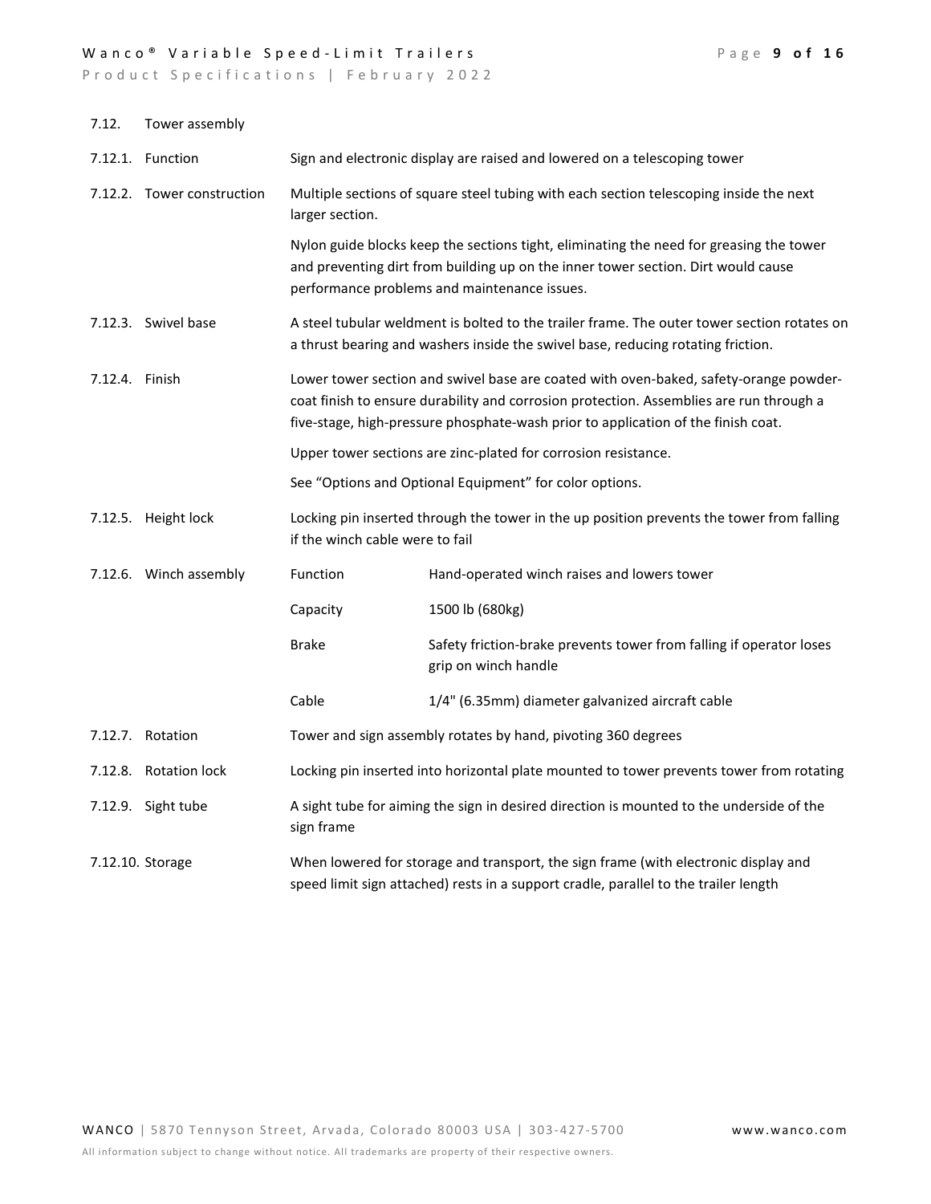7.12. Tower assembly

| | |
|---|---|
| 7.12.1. Function | Sign and electronic display are raised and lowered on a telescoping tower |
| 7.12.2. Tower construction | Multiple sections of square steel tubing with each section telescoping inside the next larger section.<br><br>Nylon guide blocks keep the sections tight, eliminating the need for greasing the tower and preventing dirt from building up on the inner tower section. Dirt would cause performance problems and maintenance issues. |
| 7.12.3. Swivel base | A steel tubular weldment is bolted to the trailer frame. The outer tower section rotates on a thrust bearing and washers inside the swivel base, reducing rotating friction. |
| 7.12.4. Finish | Lower tower section and swivel base are coated with oven-baked, safety-orange powder-coat finish to ensure durability and corrosion protection. Assemblies are run through a five-stage, high-pressure phosphate-wash prior to application of the finish coat.<br><br>Upper tower sections are zinc-plated for corrosion resistance.<br><br>See "Options and Optional Equipment" for color options. |
| 7.12.5. Height lock | Locking pin inserted through the tower in the up position prevents the tower from falling if the winch cable were to fail |

7.12.6. Winch assembly

| | |
|---|---|
| Function | Hand-operated winch raises and lowers tower |
| Capacity | 1500 lb (680kg) |
| Brake | Safety friction-brake prevents tower from falling if operator loses grip on winch handle |
| Cable | 1/4" (6.35mm) diameter galvanized aircraft cable |

| | |
|---|---|
| 7.12.7. Rotation | Tower and sign assembly rotates by hand, pivoting 360 degrees |
| 7.12.8. Rotation lock | Locking pin inserted into horizontal plate mounted to tower prevents tower from rotating |
| 7.12.9. Sight tube | A sight tube for aiming the sign in desired direction is mounted to the underside of the sign frame |
| 7.12.10. Storage | When lowered for storage and transport, the sign frame (with electronic display and speed limit sign attached) rests in a support cradle, parallel to the trailer length |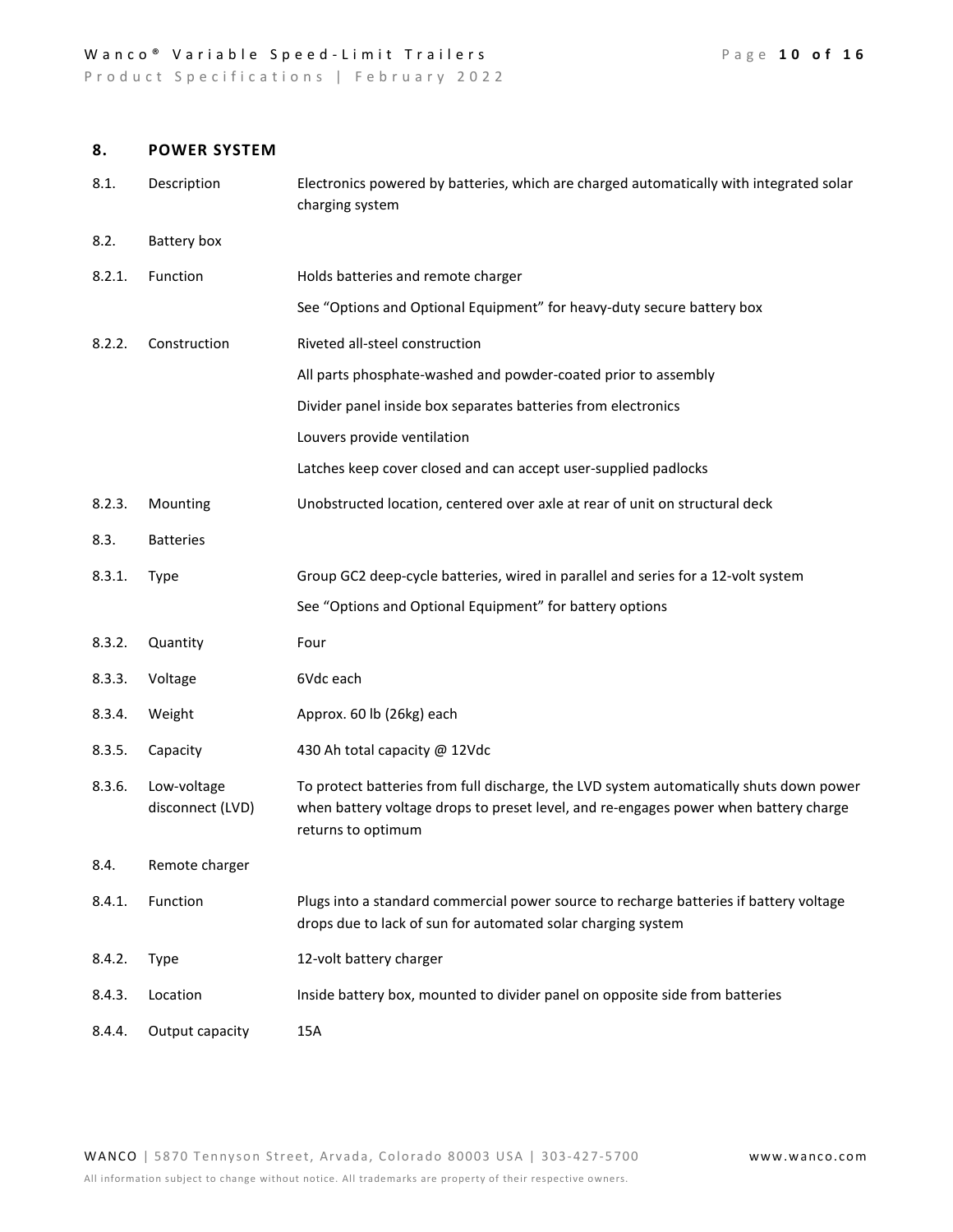## 8. POWER SYSTEM

| | | |
|---|---|---|
| 8.1. | Description | Electronics powered by batteries, which are charged automatically with integrated solar charging system |
| 8.2. | Battery box | |
| 8.2.1. | Function | Holds batteries and remote charger<br>See "Options and Optional Equipment" for heavy-duty secure battery box |
| 8.2.2. | Construction | Riveted all-steel construction<br>All parts phosphate-washed and powder-coated prior to assembly<br>Divider panel inside box separates batteries from electronics<br>Louvers provide ventilation<br>Latches keep cover closed and can accept user-supplied padlocks |
| 8.2.3. | Mounting | Unobstructed location, centered over axle at rear of unit on structural deck |
| 8.3. | Batteries | |
| 8.3.1. | Type | Group GC2 deep-cycle batteries, wired in parallel and series for a 12-volt system<br>See "Options and Optional Equipment" for battery options |
| 8.3.2. | Quantity | Four |
| 8.3.3. | Voltage | 6Vdc each |
| 8.3.4. | Weight | Approx. 60 lb (26kg) each |
| 8.3.5. | Capacity | 430 Ah total capacity @ 12Vdc |
| 8.3.6. | Low-voltage disconnect (LVD) | To protect batteries from full discharge, the LVD system automatically shuts down power when battery voltage drops to preset level, and re-engages power when battery charge returns to optimum |
| 8.4. | Remote charger | |
| 8.4.1. | Function | Plugs into a standard commercial power source to recharge batteries if battery voltage drops due to lack of sun for automated solar charging system |
| 8.4.2. | Type | 12-volt battery charger |
| 8.4.3. | Location | Inside battery box, mounted to divider panel on opposite side from batteries |
| 8.4.4. | Output capacity | 15A |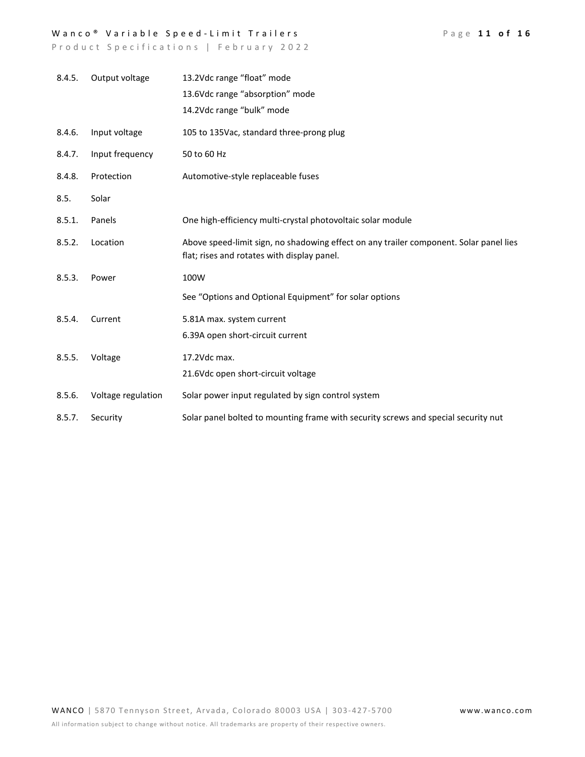| | | |
|---|---|---|
| 8.4.5. | Output voltage | 13.2Vdc range "float" mode<br>13.6Vdc range "absorption" mode<br>14.2Vdc range "bulk" mode |
| 8.4.6. | Input voltage | 105 to 135Vac, standard three-prong plug |
| 8.4.7. | Input frequency | 50 to 60 Hz |
| 8.4.8. | Protection | Automotive-style replaceable fuses |
| 8.5. | Solar | |
| 8.5.1. | Panels | One high-efficiency multi-crystal photovoltaic solar module |
| 8.5.2. | Location | Above speed-limit sign, no shadowing effect on any trailer component. Solar panel lies flat; rises and rotates with display panel. |
| 8.5.3. | Power | 100W<br>See "Options and Optional Equipment" for solar options |
| 8.5.4. | Current | 5.81A max. system current<br>6.39A open short-circuit current |
| 8.5.5. | Voltage | 17.2Vdc max.<br>21.6Vdc open short-circuit voltage |
| 8.5.6. | Voltage regulation | Solar power input regulated by sign control system |
| 8.5.7. | Security | Solar panel bolted to mounting frame with security screws and special security nut |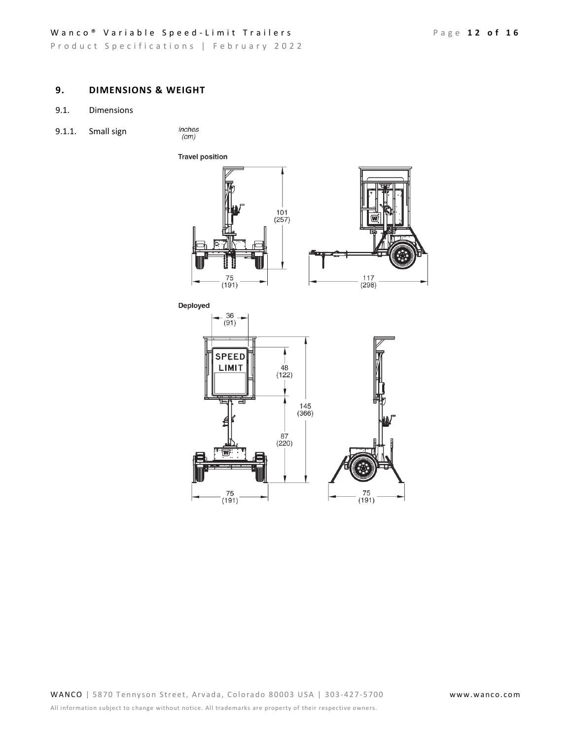## 9. DIMENSIONS & WEIGHT

### 9.1. Dimensions

#### 9.1.1. Small sign

*inches (cm)*

**Travel position**

101 (257)

75 (191)

117 (298)

**Deployed**

36 (91)

SPEED LIMIT

48 (122)

145 (366)

87 (220)

75 (191)

75 (191)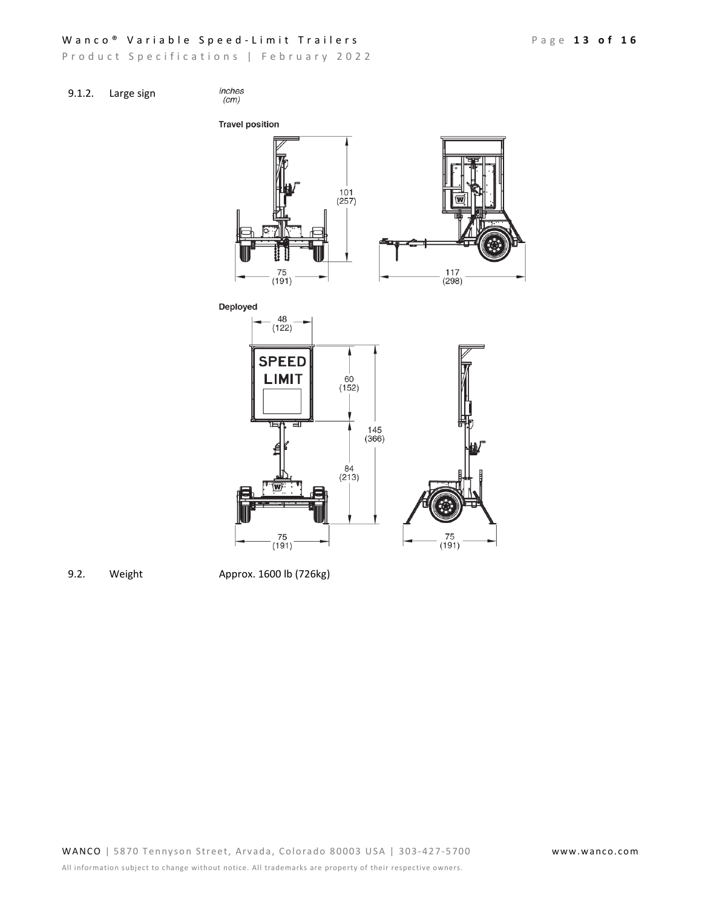9.1.2. Large sign

*inches*
*(cm)*

**Travel position**

101 (257)

75 (191)

117 (298)

**Deployed**

48 (122)

SPEED LIMIT

60 (152)

145 (366)

84 (213)

75 (191)

75 (191)

9.2. Weight Approx. 1600 lb (726kg)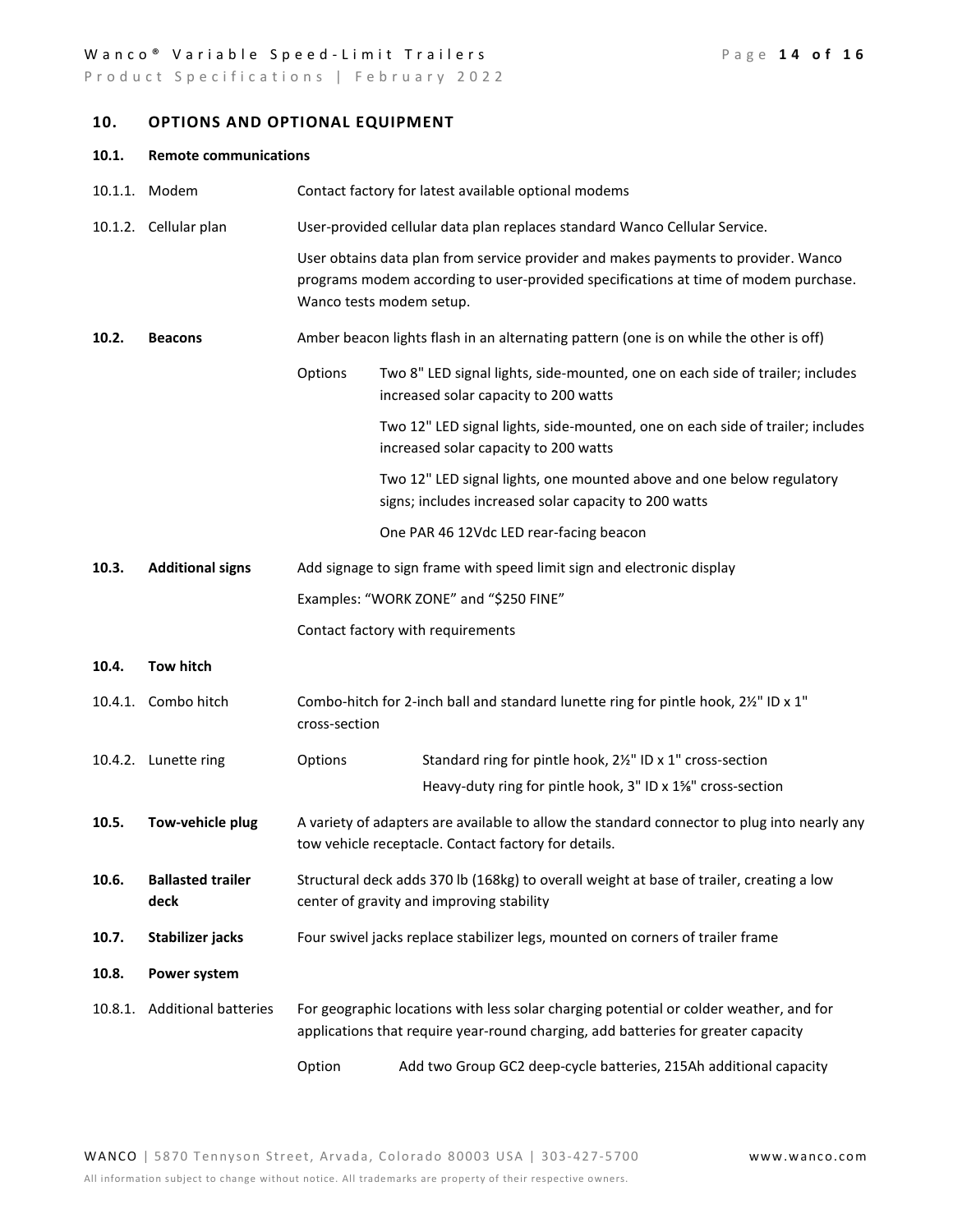## 10. OPTIONS AND OPTIONAL EQUIPMENT

### 10.1. Remote communications

**10.1.1. Modem**

Contact factory for latest available optional modems

**10.1.2. Cellular plan**

User-provided cellular data plan replaces standard Wanco Cellular Service.

User obtains data plan from service provider and makes payments to provider. Wanco programs modem according to user-provided specifications at time of modem purchase. Wanco tests modem setup.

### 10.2. Beacons

Amber beacon lights flash in an alternating pattern (one is on while the other is off)

Options:

- Two 8" LED signal lights, side-mounted, one on each side of trailer; includes increased solar capacity to 200 watts
- Two 12" LED signal lights, side-mounted, one on each side of trailer; includes increased solar capacity to 200 watts
- Two 12" LED signal lights, one mounted above and one below regulatory signs; includes increased solar capacity to 200 watts
- One PAR 46 12Vdc LED rear-facing beacon

### 10.3. Additional signs

Add signage to sign frame with speed limit sign and electronic display

Examples: “WORK ZONE” and “$250 FINE”

Contact factory with requirements

### 10.4. Tow hitch

**10.4.1. Combo hitch**

Combo-hitch for 2-inch ball and standard lunette ring for pintle hook, 2½" ID x 1" cross-section

**10.4.2. Lunette ring**

Options:

- Standard ring for pintle hook, 2½" ID x 1" cross-section
- Heavy-duty ring for pintle hook, 3" ID x 1⅝" cross-section

### 10.5. Tow-vehicle plug

A variety of adapters are available to allow the standard connector to plug into nearly any tow vehicle receptacle. Contact factory for details.

### 10.6. Ballasted trailer deck

Structural deck adds 370 lb (168kg) to overall weight at base of trailer, creating a low center of gravity and improving stability

### 10.7. Stabilizer jacks

Four swivel jacks replace stabilizer legs, mounted on corners of trailer frame

### 10.8. Power system

**10.8.1. Additional batteries**

For geographic locations with less solar charging potential or colder weather, and for applications that require year-round charging, add batteries for greater capacity

Option: Add two Group GC2 deep-cycle batteries, 215Ah additional capacity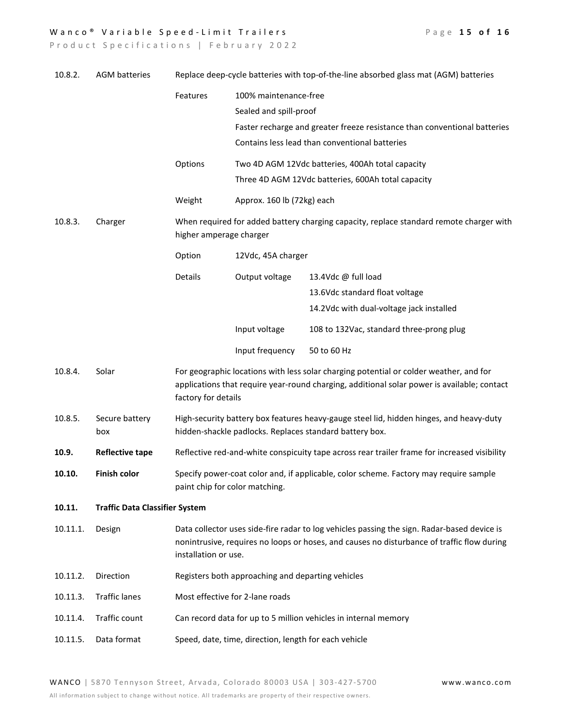| | | | | |
|---|---|---|---|---|
| 10.8.2. | AGM batteries | Replace deep-cycle batteries with top-of-the-line absorbed glass mat (AGM) batteries | | |
| | | Features | 100% maintenance-free<br>Sealed and spill-proof<br>Faster recharge and greater freeze resistance than conventional batteries<br>Contains less lead than conventional batteries | |
| | | Options | Two 4D AGM 12Vdc batteries, 400Ah total capacity<br>Three 4D AGM 12Vdc batteries, 600Ah total capacity | |
| | | Weight | Approx. 160 lb (72kg) each | |
| 10.8.3. | Charger | When required for added battery charging capacity, replace standard remote charger with higher amperage charger | | |
| | | Option | 12Vdc, 45A charger | |
| | | Details | Output voltage | 13.4Vdc @ full load<br>13.6Vdc standard float voltage<br>14.2Vdc with dual-voltage jack installed |
| | | | Input voltage | 108 to 132Vac, standard three-prong plug |
| | | | Input frequency | 50 to 60 Hz |
| 10.8.4. | Solar | For geographic locations with less solar charging potential or colder weather, and for applications that require year-round charging, additional solar power is available; contact factory for details | | |
| 10.8.5. | Secure battery box | High-security battery box features heavy-gauge steel lid, hidden hinges, and heavy-duty hidden-shackle padlocks. Replaces standard battery box. | | |
| **10.9.** | **Reflective tape** | Reflective red-and-white conspicuity tape across rear trailer frame for increased visibility | | |
| **10.10.** | **Finish color** | Specify power-coat color and, if applicable, color scheme. Factory may require sample paint chip for color matching. | | |
| **10.11.** | **Traffic Data Classifier System** | | | |
| 10.11.1. | Design | Data collector uses side-fire radar to log vehicles passing the sign. Radar-based device is nonintrusive, requires no loops or hoses, and causes no disturbance of traffic flow during installation or use. | | |
| 10.11.2. | Direction | Registers both approaching and departing vehicles | | |
| 10.11.3. | Traffic lanes | Most effective for 2-lane roads | | |
| 10.11.4. | Traffic count | Can record data for up to 5 million vehicles in internal memory | | |
| 10.11.5. | Data format | Speed, date, time, direction, length for each vehicle | | |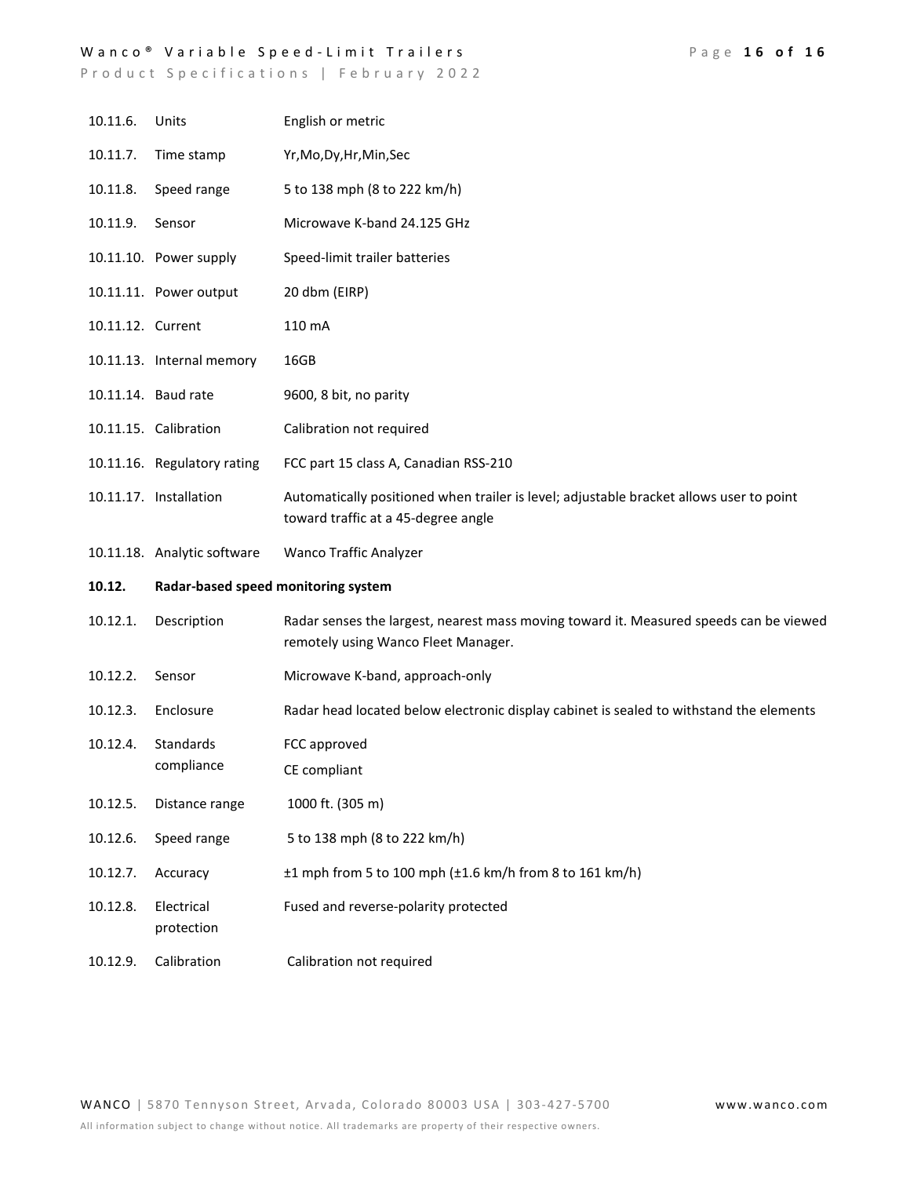| | | |
|---|---|---|
| 10.11.6. | Units | English or metric |
| 10.11.7. | Time stamp | Yr,Mo,Dy,Hr,Min,Sec |
| 10.11.8. | Speed range | 5 to 138 mph (8 to 222 km/h) |
| 10.11.9. | Sensor | Microwave K-band 24.125 GHz |
| 10.11.10. | Power supply | Speed-limit trailer batteries |
| 10.11.11. | Power output | 20 dbm (EIRP) |
| 10.11.12. | Current | 110 mA |
| 10.11.13. | Internal memory | 16GB |
| 10.11.14. | Baud rate | 9600, 8 bit, no parity |
| 10.11.15. | Calibration | Calibration not required |
| 10.11.16. | Regulatory rating | FCC part 15 class A, Canadian RSS-210 |
| 10.11.17. | Installation | Automatically positioned when trailer is level; adjustable bracket allows user to point toward traffic at a 45-degree angle |
| 10.11.18. | Analytic software | Wanco Traffic Analyzer |

**10.12. Radar-based speed monitoring system**

| | | |
|---|---|---|
| 10.12.1. | Description | Radar senses the largest, nearest mass moving toward it. Measured speeds can be viewed remotely using Wanco Fleet Manager. |
| 10.12.2. | Sensor | Microwave K-band, approach-only |
| 10.12.3. | Enclosure | Radar head located below electronic display cabinet is sealed to withstand the elements |
| 10.12.4. | Standards compliance | FCC approved<br>CE compliant |
| 10.12.5. | Distance range | 1000 ft. (305 m) |
| 10.12.6. | Speed range | 5 to 138 mph (8 to 222 km/h) |
| 10.12.7. | Accuracy | ±1 mph from 5 to 100 mph (±1.6 km/h from 8 to 161 km/h) |
| 10.12.8. | Electrical protection | Fused and reverse-polarity protected |
| 10.12.9. | Calibration | Calibration not required |